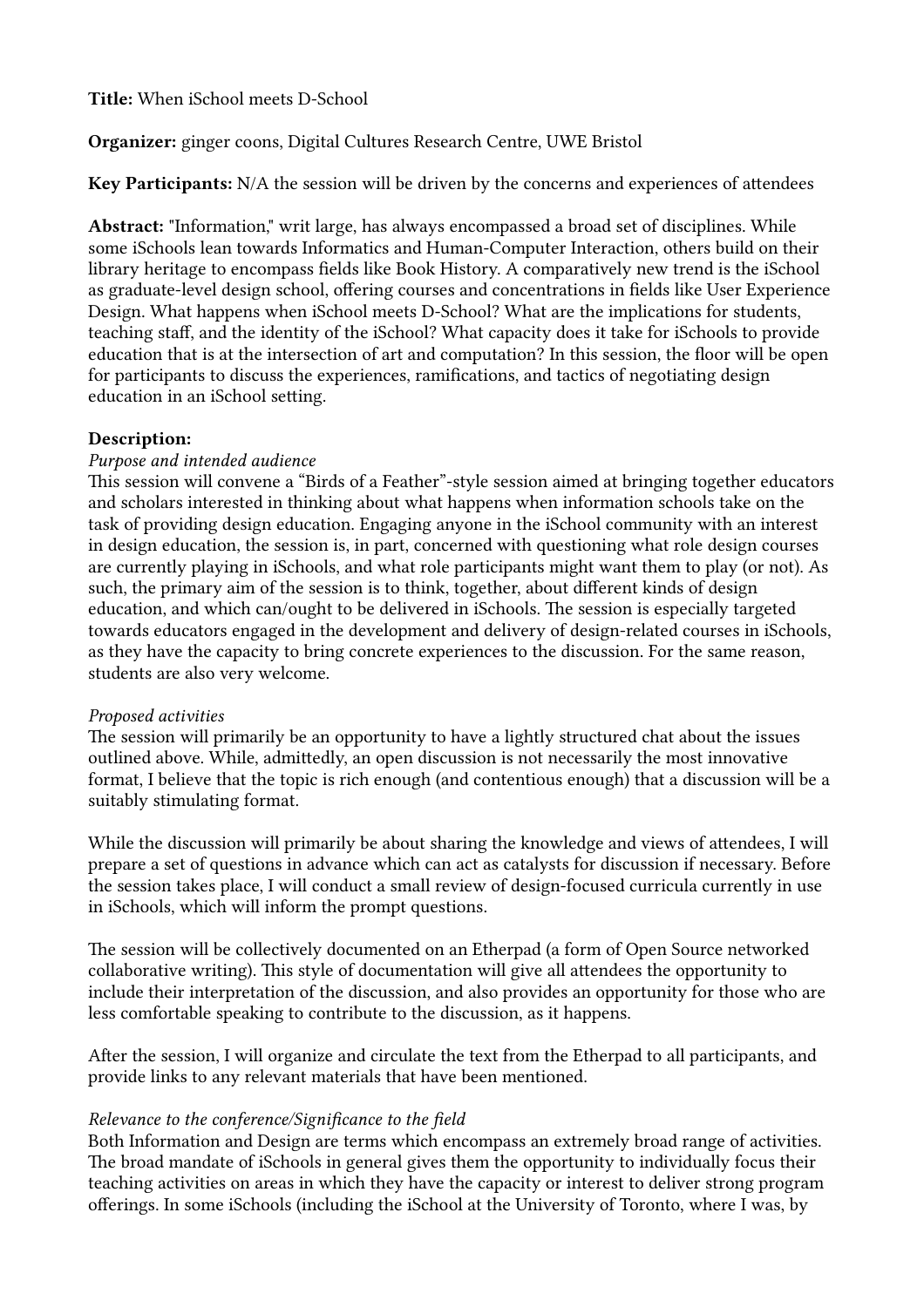**Title:** When iSchool meets D-School

**Organizer:** ginger coons, Digital Cultures Research Centre, UWE Bristol

**Key Participants:** N/A the session will be driven by the concerns and experiences of attendees

**Abstract:** "Information," writ large, has always encompassed a broad set of disciplines. While some iSchools lean towards Informatics and Human-Computer Interaction, others build on their library heritage to encompass fields like Book History. A comparatively new trend is the iSchool as graduate-level design school, offering courses and concentrations in fields like User Experience Design. What happens when iSchool meets D-School? What are the implications for students, teaching staff, and the identity of the iSchool? What capacity does it take for iSchools to provide education that is at the intersection of art and computation? In this session, the floor will be open for participants to discuss the experiences, ramifications, and tactics of negotiating design education in an iSchool setting.

**Description:**

*Purpose and intended audience*

This session will convene a "Birds of a Feather"-style session aimed at bringing together educators and scholars interested in thinking about what happens when information schools take on the task of providing design education. Engaging anyone in the iSchool community with an interest in design education, the session is, in part, concerned with questioning what role design courses are currently playing in iSchools, and what role participants might want them to play (or not). As such, the primary aim of the session is to think, together, about different kinds of design education, and which can/ought to be delivered in iSchools. The session is especially targeted towards educators engaged in the development and delivery of design-related courses in iSchools, as they have the capacity to bring concrete experiences to the discussion. For the same reason, students are also very welcome.

*Proposed activities*

The session will primarily be an opportunity to have a lightly structured chat about the issues outlined above. While, admittedly, an open discussion is not necessarily the most innovative format, I believe that the topic is rich enough (and contentious enough) that a discussion will be a suitably stimulating format.

While the discussion will primarily be about sharing the knowledge and views of attendees, I will prepare a set of questions in advance which can act as catalysts for discussion if necessary. Before the session takes place, I will conduct a small review of design-focused curricula currently in use in iSchools, which will inform the prompt questions.

The session will be collectively documented on an Etherpad (a form of Open Source networked collaborative writing). This style of documentation will give all attendees the opportunity to include their interpretation of the discussion, and also provides an opportunity for those who are less comfortable speaking to contribute to the discussion, as it happens.

After the session, I will organize and circulate the text from the Etherpad to all participants, and provide links to any relevant materials that have been mentioned.

*Relevance to the conference/Significance to the field*

Both Information and Design are terms which encompass an extremely broad range of activities. The broad mandate of iSchools in general gives them the opportunity to individually focus their teaching activities on areas in which they have the capacity or interest to deliver strong program offerings. In some iSchools (including the iSchool at the University of Toronto, where I was, by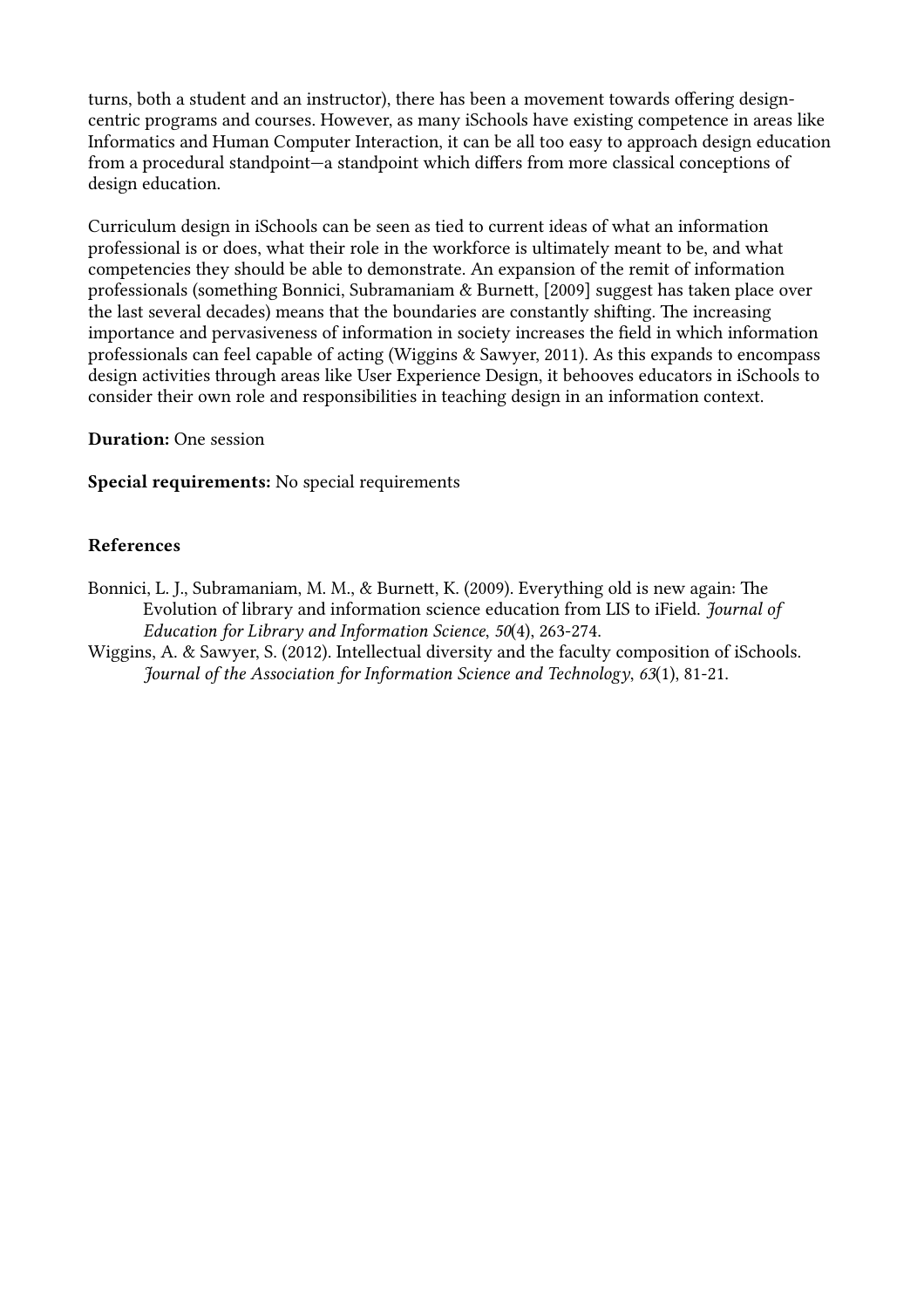turns, both a student and an instructor), there has been a movement towards offering design-centric programs and courses. However, as many iSchools have existing competence in areas like Informatics and Human Computer Interaction, it can be all too easy to approach design education from a procedural standpoint—a standpoint which differs from more classical conceptions of design education.

Curriculum design in iSchools can be seen as tied to current ideas of what an information professional is or does, what their role in the workforce is ultimately meant to be, and what competencies they should be able to demonstrate. An expansion of the remit of information professionals (something Bonnici, Subramaniam & Burnett, [2009] suggest has taken place over the last several decades) means that the boundaries are constantly shifting. The increasing importance and pervasiveness of information in society increases the field in which information professionals can feel capable of acting (Wiggins & Sawyer, 2011). As this expands to encompass design activities through areas like User Experience Design, it behooves educators in iSchools to consider their own role and responsibilities in teaching design in an information context.

**Duration:** One session

**Special requirements:** No special requirements

### References

Bonnici, L. J., Subramaniam, M. M., & Burnett, K. (2009). Everything old is new again: The Evolution of library and information science education from LIS to iField. *Journal of Education for Library and Information Science*, *50*(4), 263-274.

Wiggins, A. & Sawyer, S. (2012). Intellectual diversity and the faculty composition of iSchools. *Journal of the Association for Information Science and Technology*, *63*(1), 81-21.